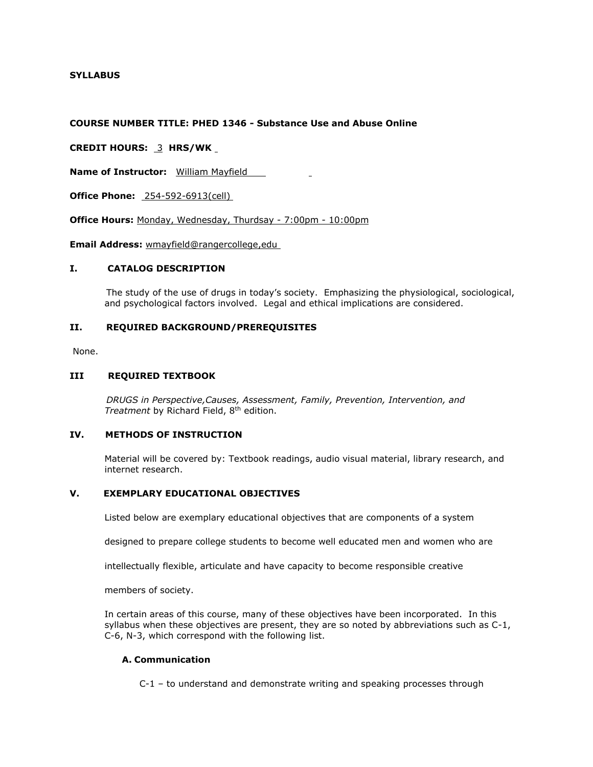**SYLLABUS**

**COURSE NUMBER TITLE: PHED 1346 - Substance Use and Abuse Online**

**CREDIT HOURS:** 3 **HRS/WK**

**Name of Instructor:** William Mayfield

**Office Phone:** 254-592-6913(cell)

**Office Hours:** Monday, Wednesday, Thursday - 7:00pm - 10:00pm

**Email Address:** wmayfield@rangercollege,edu

## I. CATALOG DESCRIPTION

The study of the use of drugs in today's society. Emphasizing the physiological, sociological, and psychological factors involved. Legal and ethical implications are considered.

## II. REQUIRED BACKGROUND/PREREQUISITES

None.

## III REQUIRED TEXTBOOK

*DRUGS in Perspective,Causes, Assessment, Family, Prevention, Intervention, and Treatment* by Richard Field, 8th edition.

## IV. METHODS OF INSTRUCTION

Material will be covered by: Textbook readings, audio visual material, library research, and internet research.

## V. EXEMPLARY EDUCATIONAL OBJECTIVES

Listed below are exemplary educational objectives that are components of a system designed to prepare college students to become well educated men and women who are intellectually flexible, articulate and have capacity to become responsible creative members of society.

In certain areas of this course, many of these objectives have been incorporated. In this syllabus when these objectives are present, they are so noted by abbreviations such as C-1, C-6, N-3, which correspond with the following list.

### A. Communication

C-1 – to understand and demonstrate writing and speaking processes through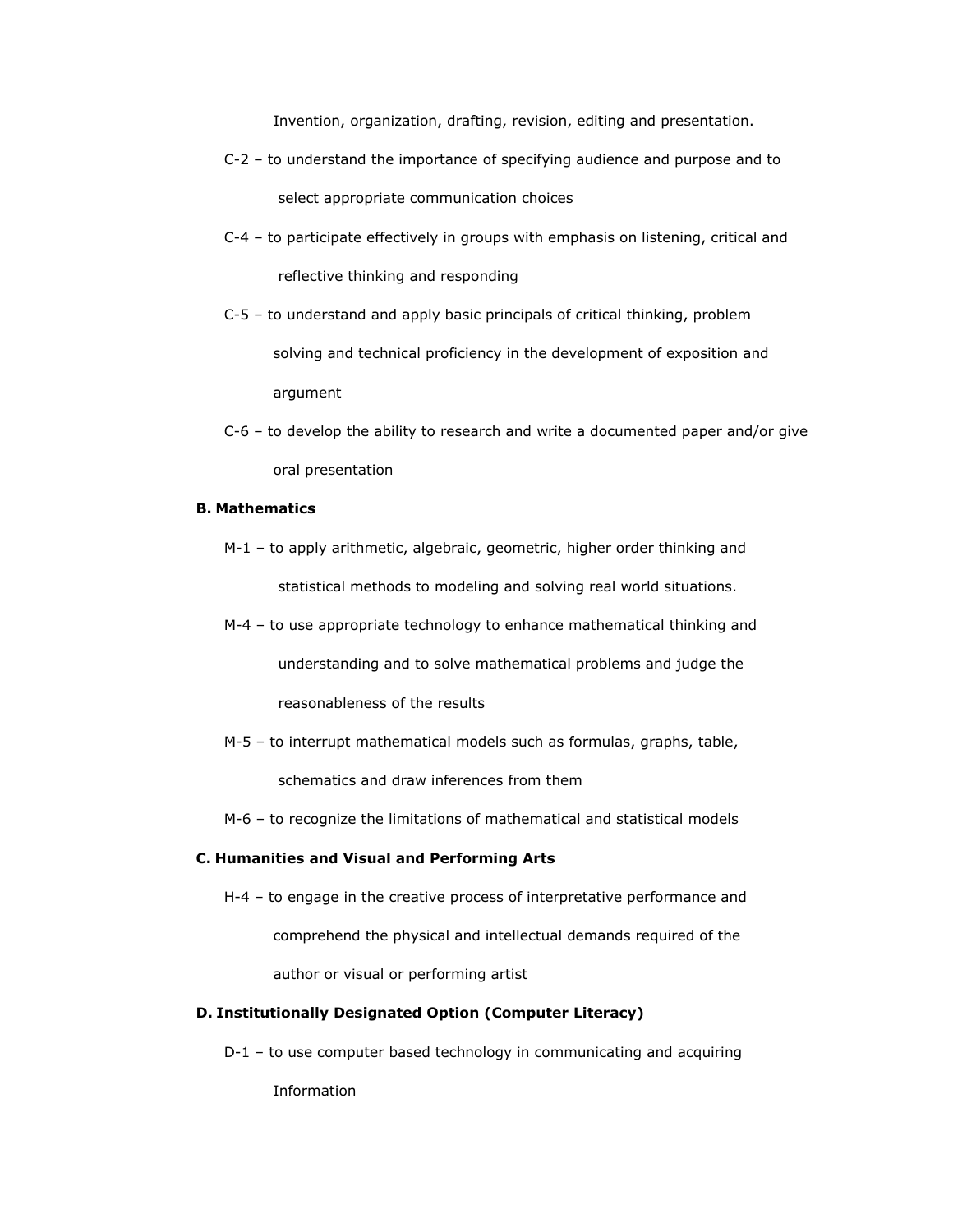Invention, organization, drafting, revision, editing and presentation.

C-2 – to understand the importance of specifying audience and purpose and to select appropriate communication choices

C-4 – to participate effectively in groups with emphasis on listening, critical and reflective thinking and responding

C-5 – to understand and apply basic principals of critical thinking, problem solving and technical proficiency in the development of exposition and argument

C-6 – to develop the ability to research and write a documented paper and/or give oral presentation

**B. Mathematics**

M-1 – to apply arithmetic, algebraic, geometric, higher order thinking and statistical methods to modeling and solving real world situations.

M-4 – to use appropriate technology to enhance mathematical thinking and understanding and to solve mathematical problems and judge the reasonableness of the results

M-5 – to interrupt mathematical models such as formulas, graphs, table, schematics and draw inferences from them

M-6 – to recognize the limitations of mathematical and statistical models

**C. Humanities and Visual and Performing Arts**

H-4 – to engage in the creative process of interpretative performance and comprehend the physical and intellectual demands required of the author or visual or performing artist

**D. Institutionally Designated Option (Computer Literacy)**

D-1 – to use computer based technology in communicating and acquiring Information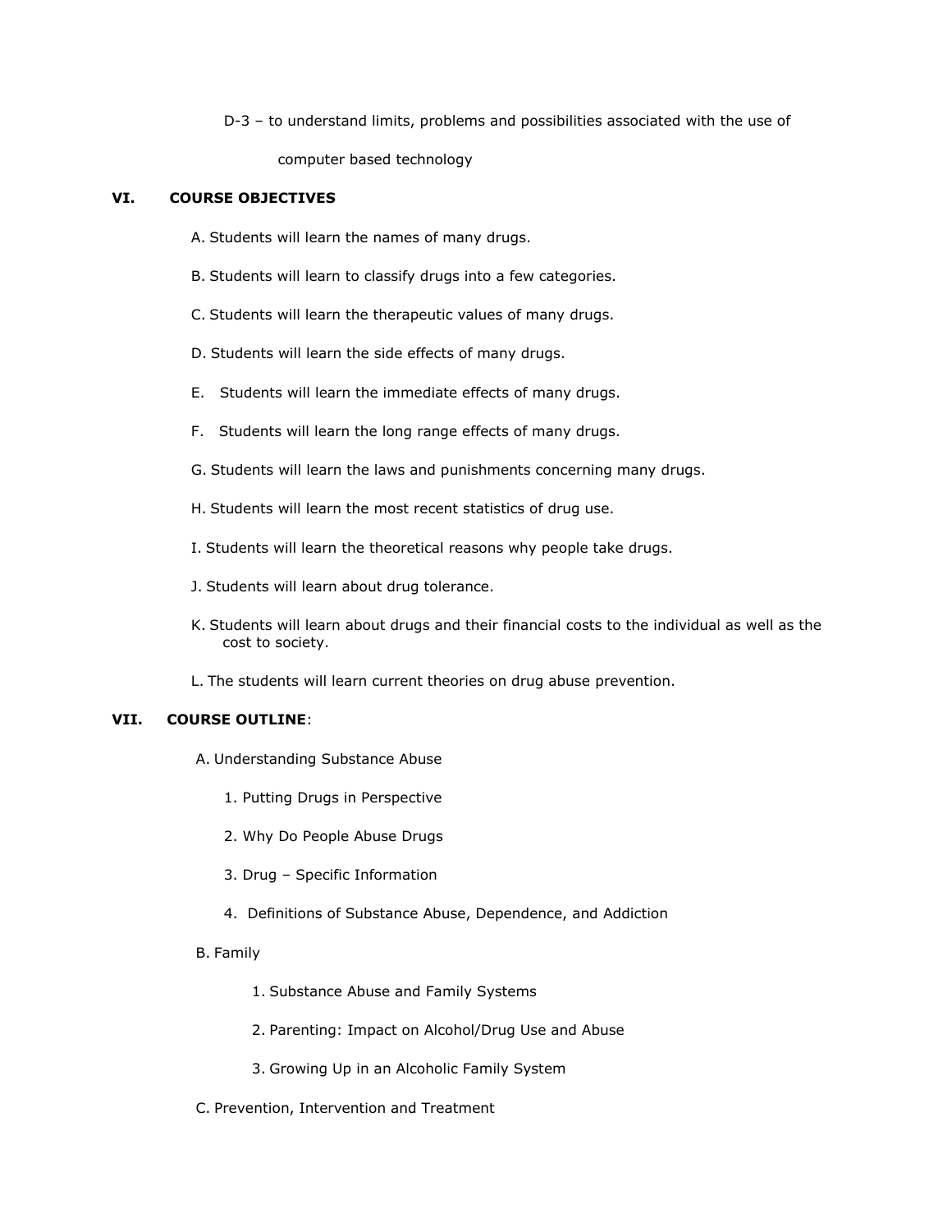D-3 – to understand limits, problems and possibilities associated with the use of computer based technology

## VI. COURSE OBJECTIVES

A. Students will learn the names of many drugs.

B. Students will learn to classify drugs into a few categories.

C. Students will learn the therapeutic values of many drugs.

D. Students will learn the side effects of many drugs.

E. Students will learn the immediate effects of many drugs.

F. Students will learn the long range effects of many drugs.

G. Students will learn the laws and punishments concerning many drugs.

H. Students will learn the most recent statistics of drug use.

I. Students will learn the theoretical reasons why people take drugs.

J. Students will learn about drug tolerance.

K. Students will learn about drugs and their financial costs to the individual as well as the cost to society.

L. The students will learn current theories on drug abuse prevention.

## VII. COURSE OUTLINE:

A. Understanding Substance Abuse

1. Putting Drugs in Perspective
2. Why Do People Abuse Drugs
3. Drug – Specific Information
4. Definitions of Substance Abuse, Dependence, and Addiction

B. Family

1. Substance Abuse and Family Systems
2. Parenting: Impact on Alcohol/Drug Use and Abuse
3. Growing Up in an Alcoholic Family System

C. Prevention, Intervention and Treatment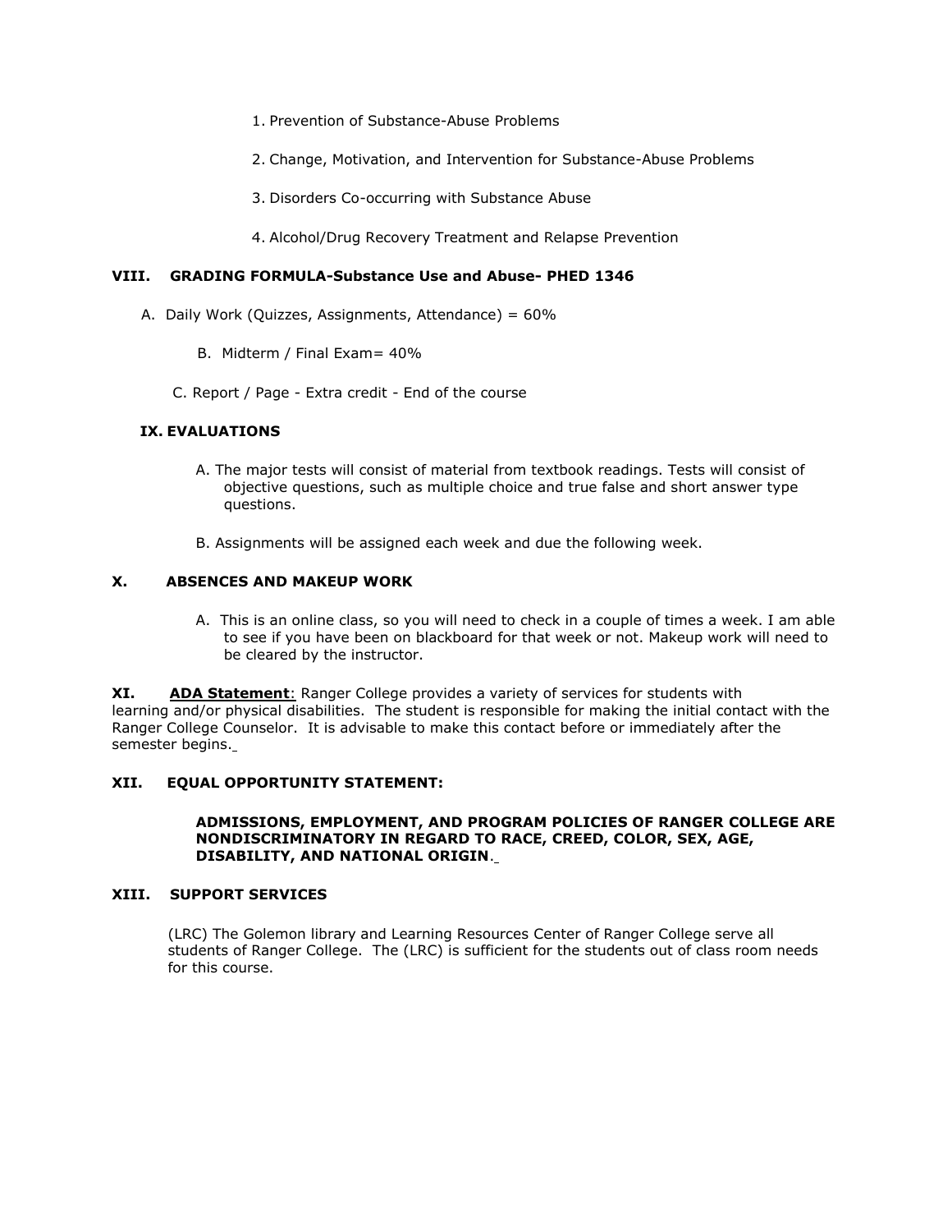1. Prevention of Substance-Abuse Problems

2. Change, Motivation, and Intervention for Substance-Abuse Problems

3. Disorders Co-occurring with Substance Abuse

4. Alcohol/Drug Recovery Treatment and Relapse Prevention

## VIII. GRADING FORMULA-Substance Use and Abuse- PHED 1346

A. Daily Work (Quizzes, Assignments, Attendance) = 60%

B. Midterm / Final Exam= 40%

C. Report / Page - Extra credit - End of the course

## IX. EVALUATIONS

A. The major tests will consist of material from textbook readings. Tests will consist of objective questions, such as multiple choice and true false and short answer type questions.

B. Assignments will be assigned each week and due the following week.

## X. ABSENCES AND MAKEUP WORK

A. This is an online class, so you will need to check in a couple of times a week. I am able to see if you have been on blackboard for that week or not. Makeup work will need to be cleared by the instructor.

**XI.** **ADA Statement**: Ranger College provides a variety of services for students with learning and/or physical disabilities. The student is responsible for making the initial contact with the Ranger College Counselor. It is advisable to make this contact before or immediately after the semester begins.

## XII. EQUAL OPPORTUNITY STATEMENT:

**ADMISSIONS, EMPLOYMENT, AND PROGRAM POLICIES OF RANGER COLLEGE ARE NONDISCRIMINATORY IN REGARD TO RACE, CREED, COLOR, SEX, AGE, DISABILITY, AND NATIONAL ORIGIN**.

## XIII. SUPPORT SERVICES

(LRC) The Golemon library and Learning Resources Center of Ranger College serve all students of Ranger College. The (LRC) is sufficient for the students out of class room needs for this course.